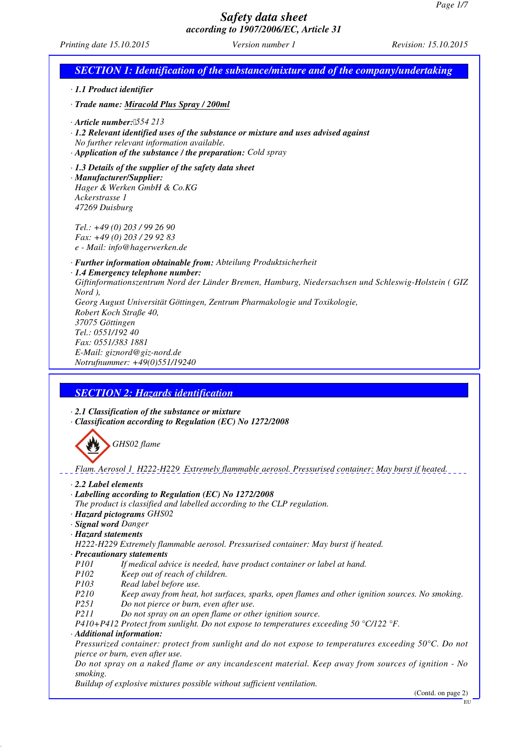# Safety data sheet
## according to 1907/2006/EC, Article 31

Printing date 15.10.2015 | Version number 1 | Revision: 15.10.2015

## SECTION 1: Identification of the substance/mixture and of the company/undertaking

· **1.1 Product identifier**

· **Trade name: Miracold Plus Spray / 200ml**

· **Article number:** 554 213
· **1.2 Relevant identified uses of the substance or mixture and uses advised against**
No further relevant information available.
· **Application of the substance / the preparation:** Cold spray

· **1.3 Details of the supplier of the safety data sheet**
· **Manufacturer/Supplier:**
Hager & Werken GmbH & Co.KG
Ackerstrasse 1
47269 Duisburg

Tel.: +49 (0) 203 / 99 26 90
Fax: +49 (0) 203 / 29 92 83
e - Mail: info@hagerwerken.de

· **Further information obtainable from:** Abteilung Produktsicherheit
· **1.4 Emergency telephone number:**
Giftinformationszentrum Nord der Länder Bremen, Hamburg, Niedersachsen und Schleswig-Holstein ( GIZ Nord ),
Georg August Universität Göttingen, Zentrum Pharmakologie und Toxikologie,
Robert Koch Straße 40,
37075 Göttingen
Tel.: 0551/192 40
Fax: 0551/383 1881
E-Mail: giznord@giz-nord.de
Notrufnummer: +49(0)551/19240

## SECTION 2: Hazards identification

· **2.1 Classification of the substance or mixture**
· **Classification according to Regulation (EC) No 1272/2008**

GHS02 flame

Flam. Aerosol 1 H222-H229 Extremely flammable aerosol. Pressurised container: May burst if heated.

· **2.2 Label elements**
· **Labelling according to Regulation (EC) No 1272/2008**
The product is classified and labelled according to the CLP regulation.
· **Hazard pictograms** GHS02
· **Signal word** Danger
· **Hazard statements**
H222-H229 Extremely flammable aerosol. Pressurised container: May burst if heated.
· **Precautionary statements**

| | |
|---|---|
| P101 | If medical advice is needed, have product container or label at hand. |
| P102 | Keep out of reach of children. |
| P103 | Read label before use. |
| P210 | Keep away from heat, hot surfaces, sparks, open flames and other ignition sources. No smoking. |
| P251 | Do not pierce or burn, even after use. |
| P211 | Do not spray on an open flame or other ignition source. |

P410+P412 Protect from sunlight. Do not expose to temperatures exceeding 50 °C/122 °F.
· **Additional information:**
Pressurized container: protect from sunlight and do not expose to temperatures exceeding 50°C. Do not pierce or burn, even after use.
Do not spray on a naked flame or any incandescent material. Keep away from sources of ignition - No smoking.
Buildup of explosive mixtures possible without sufficient ventilation.

(Contd. on page 2)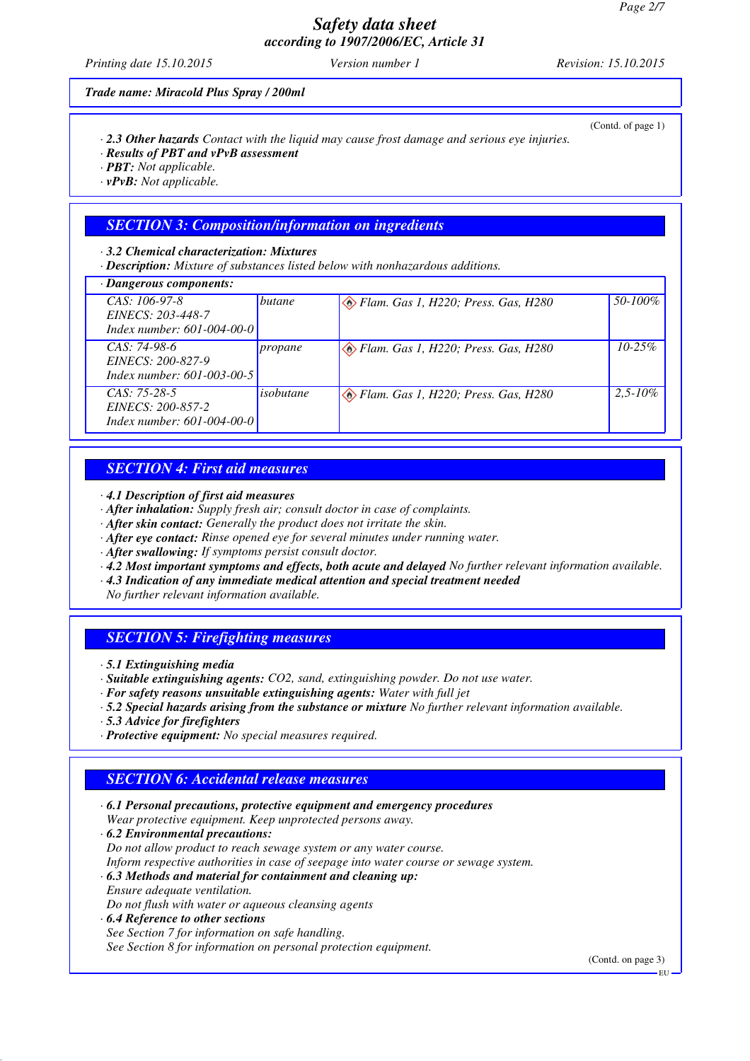*Trade name: Miracold Plus Spray / 200ml*

(Contd. of page 1)

· **2.3 Other hazards** Contact with the liquid may cause frost damage and serious eye injuries.
· **Results of PBT and vPvB assessment**
· **PBT:** Not applicable.
· **vPvB:** Not applicable.

## SECTION 3: Composition/information on ingredients

· **3.2 Chemical characterization: Mixtures**
· **Description:** Mixture of substances listed below with nonhazardous additions.

| · Dangerous components: | | | |
|---|---|---|---|
| CAS: 106-97-8<br>EINECS: 203-448-7<br>Index number: 601-004-00-0 | butane | Flam. Gas 1, H220; Press. Gas, H280 | 50-100% |
| CAS: 74-98-6<br>EINECS: 200-827-9<br>Index number: 601-003-00-5 | propane | Flam. Gas 1, H220; Press. Gas, H280 | 10-25% |
| CAS: 75-28-5<br>EINECS: 200-857-2<br>Index number: 601-004-00-0 | isobutane | Flam. Gas 1, H220; Press. Gas, H280 | 2,5-10% |

## SECTION 4: First aid measures

· **4.1 Description of first aid measures**
· **After inhalation:** Supply fresh air; consult doctor in case of complaints.
· **After skin contact:** Generally the product does not irritate the skin.
· **After eye contact:** Rinse opened eye for several minutes under running water.
· **After swallowing:** If symptoms persist consult doctor.
· **4.2 Most important symptoms and effects, both acute and delayed** No further relevant information available.
· **4.3 Indication of any immediate medical attention and special treatment needed**
No further relevant information available.

## SECTION 5: Firefighting measures

· **5.1 Extinguishing media**
· **Suitable extinguishing agents:** CO2, sand, extinguishing powder. Do not use water.
· **For safety reasons unsuitable extinguishing agents:** Water with full jet
· **5.2 Special hazards arising from the substance or mixture** No further relevant information available.
· **5.3 Advice for firefighters**
· **Protective equipment:** No special measures required.

## SECTION 6: Accidental release measures

· **6.1 Personal precautions, protective equipment and emergency procedures**
Wear protective equipment. Keep unprotected persons away.
· **6.2 Environmental precautions:**
Do not allow product to reach sewage system or any water course.
Inform respective authorities in case of seepage into water course or sewage system.
· **6.3 Methods and material for containment and cleaning up:**
Ensure adequate ventilation.
Do not flush with water or aqueous cleansing agents
· **6.4 Reference to other sections**
See Section 7 for information on safe handling.
See Section 8 for information on personal protection equipment.

(Contd. on page 3)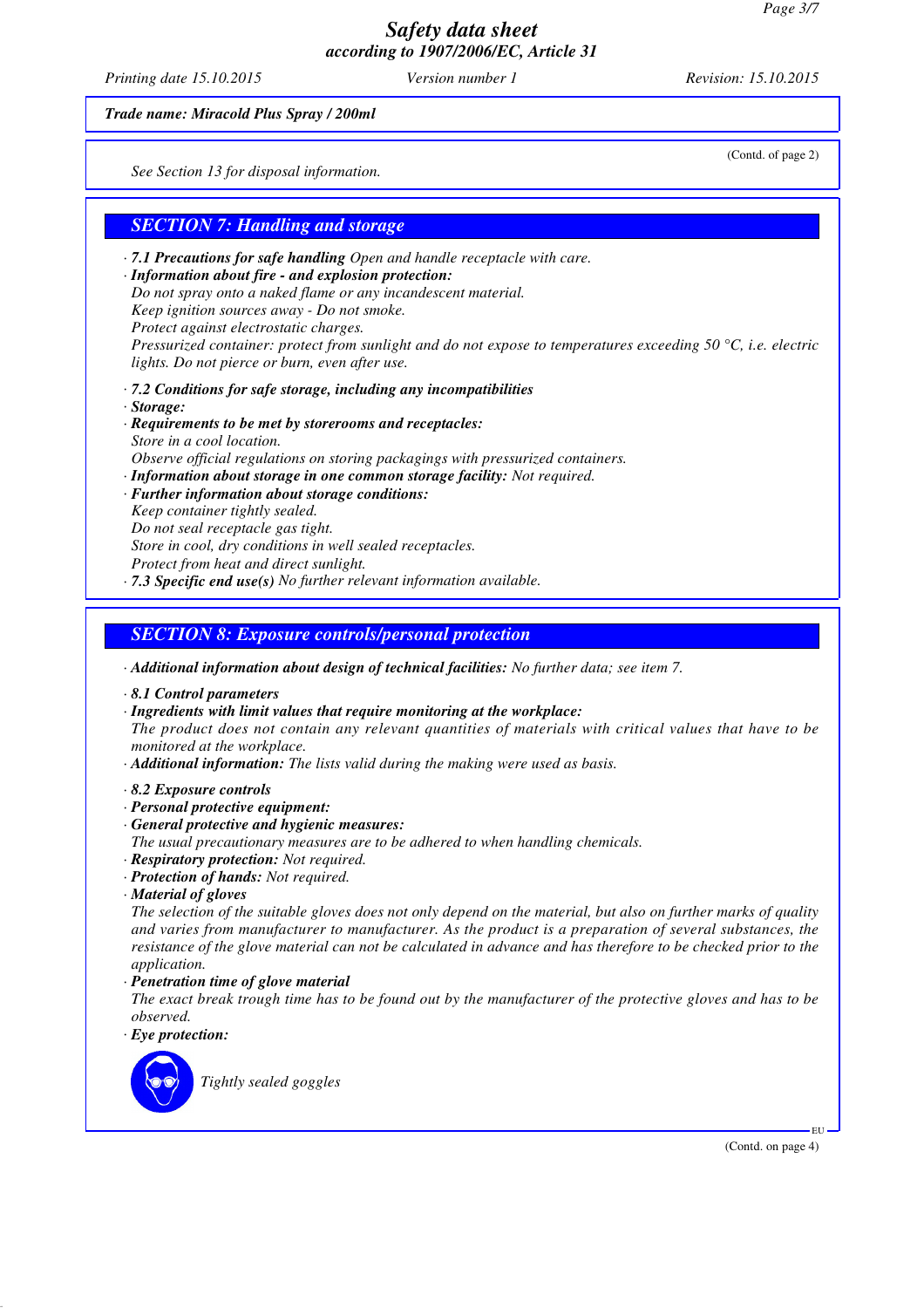Trade name: Miracold Plus Spray / 200ml

(Contd. of page 2)

See Section 13 for disposal information.

## SECTION 7: Handling and storage

· **7.1 Precautions for safe handling** Open and handle receptacle with care.
· **Information about fire - and explosion protection:**
Do not spray onto a naked flame or any incandescent material.
Keep ignition sources away - Do not smoke.
Protect against electrostatic charges.
Pressurized container: protect from sunlight and do not expose to temperatures exceeding 50 °C, i.e. electric lights. Do not pierce or burn, even after use.

· **7.2 Conditions for safe storage, including any incompatibilities**
· **Storage:**
· **Requirements to be met by storerooms and receptacles:**
Store in a cool location.
Observe official regulations on storing packagings with pressurized containers.
· **Information about storage in one common storage facility:** Not required.
· **Further information about storage conditions:**
Keep container tightly sealed.
Do not seal receptacle gas tight.
Store in cool, dry conditions in well sealed receptacles.
Protect from heat and direct sunlight.
· **7.3 Specific end use(s)** No further relevant information available.

## SECTION 8: Exposure controls/personal protection

· **Additional information about design of technical facilities:** No further data; see item 7.

· **8.1 Control parameters**
· **Ingredients with limit values that require monitoring at the workplace:**
The product does not contain any relevant quantities of materials with critical values that have to be monitored at the workplace.
· **Additional information:** The lists valid during the making were used as basis.

· **8.2 Exposure controls**
· **Personal protective equipment:**
· **General protective and hygienic measures:**
The usual precautionary measures are to be adhered to when handling chemicals.
· **Respiratory protection:** Not required.
· **Protection of hands:** Not required.
· **Material of gloves**
The selection of the suitable gloves does not only depend on the material, but also on further marks of quality and varies from manufacturer to manufacturer. As the product is a preparation of several substances, the resistance of the glove material can not be calculated in advance and has therefore to be checked prior to the application.
· **Penetration time of glove material**
The exact break trough time has to be found out by the manufacturer of the protective gloves and has to be observed.
· **Eye protection:**

Tightly sealed goggles

(Contd. on page 4)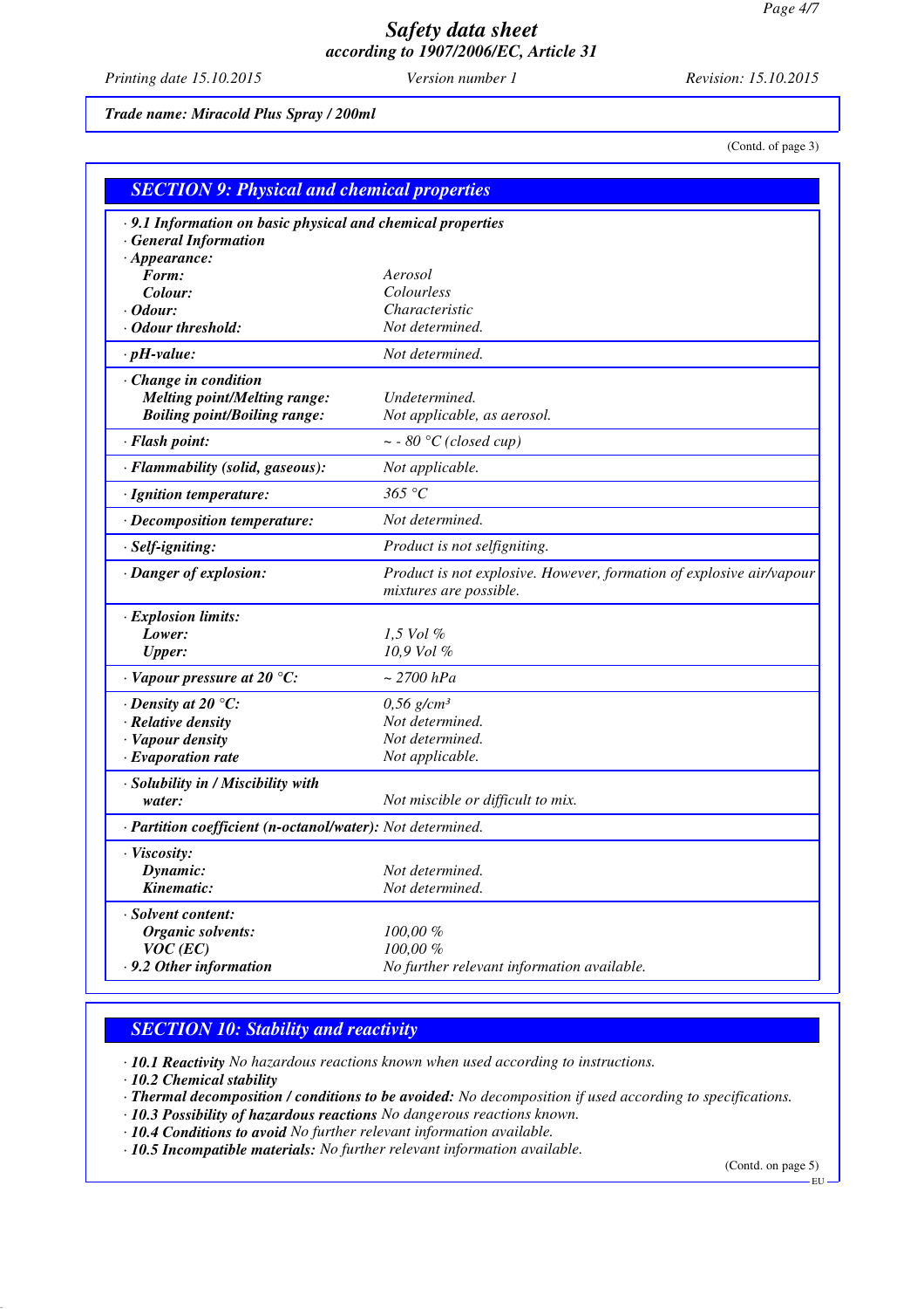**Trade name: Miracold Plus Spray / 200ml**

(Contd. of page 3)

## SECTION 9: Physical and chemical properties

| | |
|---|---|
| · **9.1 Information on basic physical and chemical properties** | |
| · **General Information** | |
| · **Appearance:** | |
| **Form:** | Aerosol |
| **Colour:** | Colourless |
| · **Odour:** | Characteristic |
| · **Odour threshold:** | Not determined. |
| · **pH-value:** | Not determined. |
| · **Change in condition** | |
| **Melting point/Melting range:** | Undetermined. |
| **Boiling point/Boiling range:** | Not applicable, as aerosol. |
| · **Flash point:** | ~ - 80 °C (closed cup) |
| · **Flammability (solid, gaseous):** | Not applicable. |
| · **Ignition temperature:** | 365 °C |
| · **Decomposition temperature:** | Not determined. |
| · **Self-igniting:** | Product is not selfigniting. |
| · **Danger of explosion:** | Product is not explosive. However, formation of explosive air/vapour mixtures are possible. |
| · **Explosion limits:** | |
| **Lower:** | 1,5 Vol % |
| **Upper:** | 10,9 Vol % |
| · **Vapour pressure at 20 °C:** | ~ 2700 hPa |
| · **Density at 20 °C:** | 0,56 g/cm³ |
| · **Relative density** | Not determined. |
| · **Vapour density** | Not determined. |
| · **Evaporation rate** | Not applicable. |
| · **Solubility in / Miscibility with water:** | Not miscible or difficult to mix. |
| · **Partition coefficient (n-octanol/water):** | Not determined. |
| · **Viscosity:** | |
| **Dynamic:** | Not determined. |
| **Kinematic:** | Not determined. |
| · **Solvent content:** | |
| **Organic solvents:** | 100,00 % |
| **VOC (EC)** | 100,00 % |
| · **9.2 Other information** | No further relevant information available. |

## SECTION 10: Stability and reactivity

· **10.1 Reactivity** No hazardous reactions known when used according to instructions.
· **10.2 Chemical stability**
· **Thermal decomposition / conditions to be avoided:** No decomposition if used according to specifications.
· **10.3 Possibility of hazardous reactions** No dangerous reactions known.
· **10.4 Conditions to avoid** No further relevant information available.
· **10.5 Incompatible materials:** No further relevant information available.

(Contd. on page 5)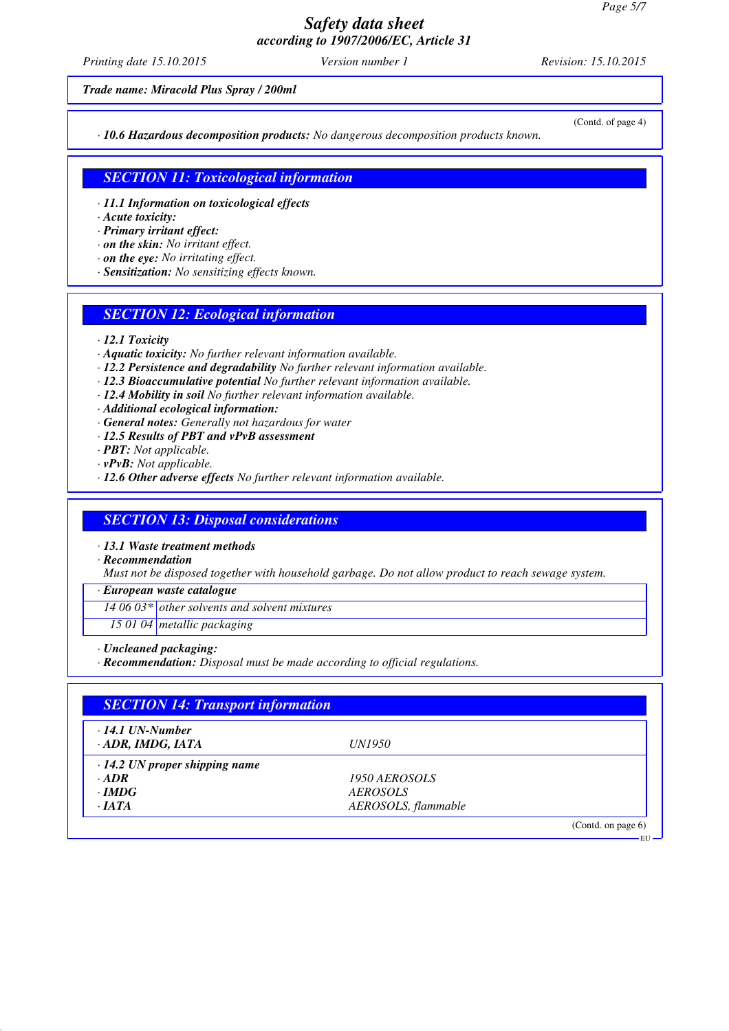Trade name: **Miracold Plus Spray / 200ml**

(Contd. of page 4)

· **10.6 Hazardous decomposition products:** No dangerous decomposition products known.

## SECTION 11: Toxicological information

· **11.1 Information on toxicological effects**
· **Acute toxicity:**
· **Primary irritant effect:**
· **on the skin:** No irritant effect.
· **on the eye:** No irritating effect.
· **Sensitization:** No sensitizing effects known.

## SECTION 12: Ecological information

· **12.1 Toxicity**
· **Aquatic toxicity:** No further relevant information available.
· **12.2 Persistence and degradability** No further relevant information available.
· **12.3 Bioaccumulative potential** No further relevant information available.
· **12.4 Mobility in soil** No further relevant information available.
· **Additional ecological information:**
· **General notes:** Generally not hazardous for water
· **12.5 Results of PBT and vPvB assessment**
· **PBT:** Not applicable.
· **vPvB:** Not applicable.
· **12.6 Other adverse effects** No further relevant information available.

## SECTION 13: Disposal considerations

· **13.1 Waste treatment methods**
· **Recommendation**
Must not be disposed together with household garbage. Do not allow product to reach sewage system.

| · **European waste catalogue** | |
|---|---|
| 14 06 03* | other solvents and solvent mixtures |
| 15 01 04 | metallic packaging |

· **Uncleaned packaging:**
· **Recommendation:** Disposal must be made according to official regulations.

## SECTION 14: Transport information

| · **14.1 UN-Number** | |
|---|---|
| · **ADR, IMDG, IATA** | UN1950 |
| · **14.2 UN proper shipping name** | |
| · **ADR** | 1950 AEROSOLS |
| · **IMDG** | AEROSOLS |
| · **IATA** | AEROSOLS, flammable |

(Contd. on page 6)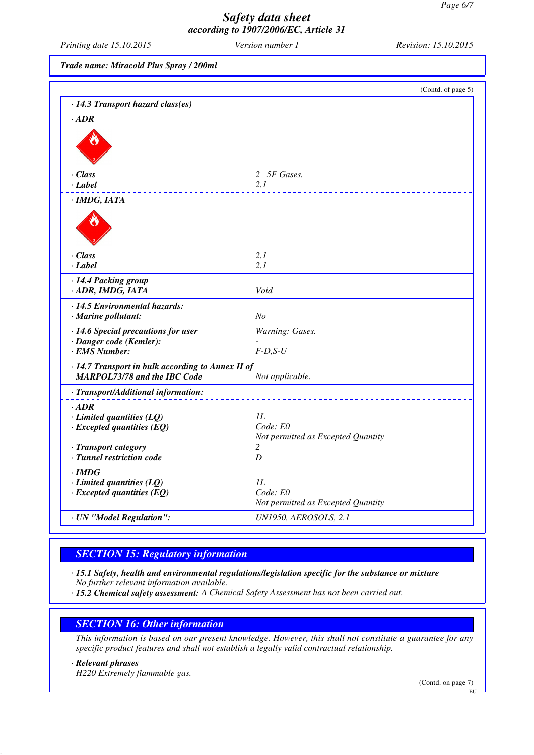Trade name: Miracold Plus Spray / 200ml

(Contd. of page 5)

· **14.3 Transport hazard class(es)**

· **ADR**

| | |
|---|---|
| · **Class** | 2 5F Gases. |
| · **Label** | 2.1 |

· **IMDG, IATA**

| | |
|---|---|
| · **Class** | 2.1 |
| · **Label** | 2.1 |

| | |
|---|---|
| · **14.4 Packing group** | |
| · **ADR, IMDG, IATA** | Void |
| · **14.5 Environmental hazards:** | |
| · **Marine pollutant:** | No |
| · **14.6 Special precautions for user** | Warning: Gases. |
| · **Danger code (Kemler):** | - |
| · **EMS Number:** | F-D,S-U |
| · **14.7 Transport in bulk according to Annex II of MARPOL73/78 and the IBC Code** | Not applicable. |

· **Transport/Additional information:**

| | |
|---|---|
| · **ADR** | |
| · **Limited quantities (LQ)** | 1L |
| · **Excepted quantities (EQ)** | Code: E0<br>Not permitted as Excepted Quantity |
| · **Transport category** | 2 |
| · **Tunnel restriction code** | D |
| · **IMDG** | |
| · **Limited quantities (LQ)** | 1L |
| · **Excepted quantities (EQ)** | Code: E0<br>Not permitted as Excepted Quantity |
| · **UN "Model Regulation":** | UN1950, AEROSOLS, 2.1 |

## SECTION 15: Regulatory information

· **15.1 Safety, health and environmental regulations/legislation specific for the substance or mixture**
No further relevant information available.

· **15.2 Chemical safety assessment:** A Chemical Safety Assessment has not been carried out.

## SECTION 16: Other information

This information is based on our present knowledge. However, this shall not constitute a guarantee for any specific product features and shall not establish a legally valid contractual relationship.

· **Relevant phrases**
H220 Extremely flammable gas.

(Contd. on page 7)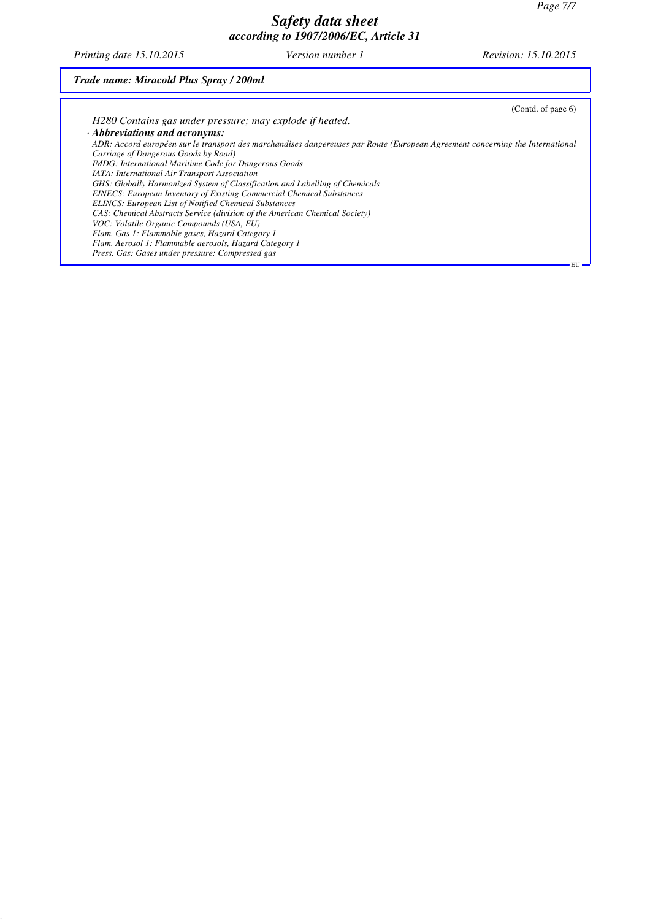*Trade name: Miracold Plus Spray / 200ml*

(Contd. of page 6)

*H280 Contains gas under pressure; may explode if heated.*

· ***Abbreviations and acronyms:***

*ADR: Accord européen sur le transport des marchandises dangereuses par Route (European Agreement concerning the International Carriage of Dangerous Goods by Road)*
*IMDG: International Maritime Code for Dangerous Goods*
*IATA: International Air Transport Association*
*GHS: Globally Harmonized System of Classification and Labelling of Chemicals*
*EINECS: European Inventory of Existing Commercial Chemical Substances*
*ELINCS: European List of Notified Chemical Substances*
*CAS: Chemical Abstracts Service (division of the American Chemical Society)*
*VOC: Volatile Organic Compounds (USA, EU)*
*Flam. Gas 1: Flammable gases, Hazard Category 1*
*Flam. Aerosol 1: Flammable aerosols, Hazard Category 1*
*Press. Gas: Gases under pressure: Compressed gas*

EU